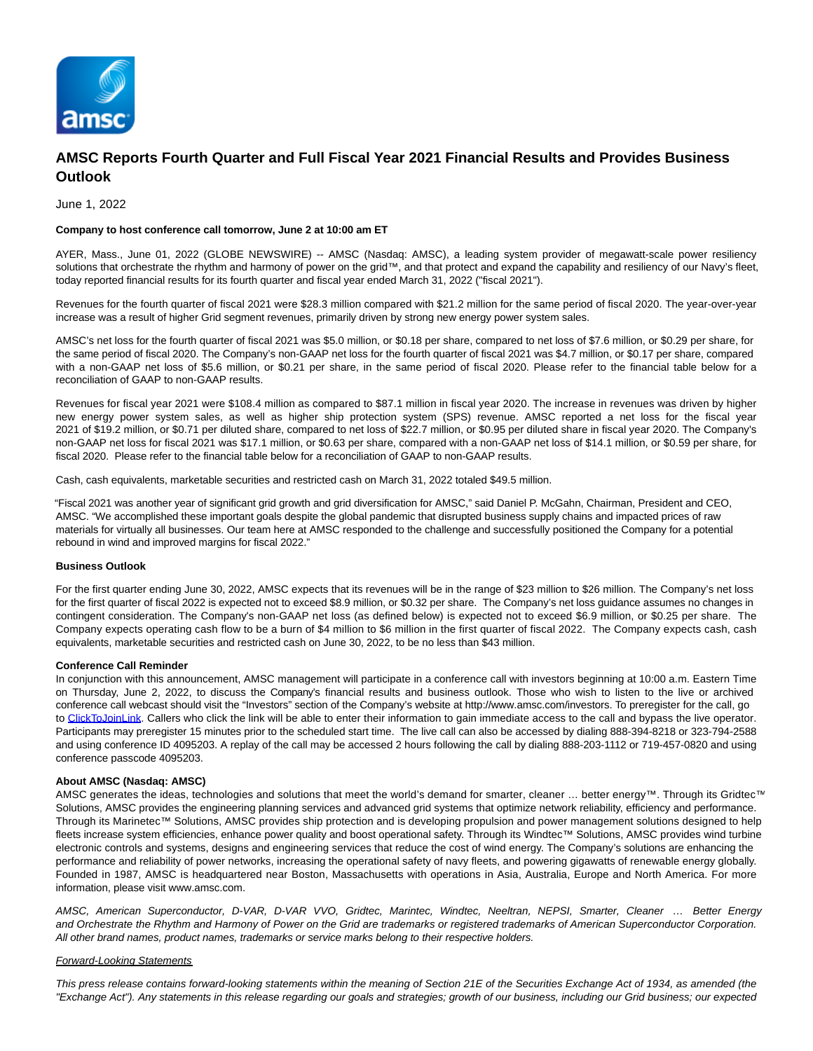# AMSC Reports Fourth Quarter and Full Fiscal Year 2021 Financial Results and Provides Business Outlook

June 1, 2022

**Company to host conference call tomorrow, June 2 at 10:00 am ET**

AYER, Mass., June 01, 2022 (GLOBE NEWSWIRE) -- AMSC (Nasdaq: AMSC), a leading system provider of megawatt-scale power resiliency solutions that orchestrate the rhythm and harmony of power on the grid™, and that protect and expand the capability and resiliency of our Navy's fleet, today reported financial results for its fourth quarter and fiscal year ended March 31, 2022 ("fiscal 2021").

Revenues for the fourth quarter of fiscal 2021 were $28.3 million compared with $21.2 million for the same period of fiscal 2020. The year-over-year increase was a result of higher Grid segment revenues, primarily driven by strong new energy power system sales.

AMSC's net loss for the fourth quarter of fiscal 2021 was $5.0 million, or $0.18 per share, compared to net loss of $7.6 million, or $0.29 per share, for the same period of fiscal 2020. The Company's non-GAAP net loss for the fourth quarter of fiscal 2021 was $4.7 million, or $0.17 per share, compared with a non-GAAP net loss of $5.6 million, or $0.21 per share, in the same period of fiscal 2020. Please refer to the financial table below for a reconciliation of GAAP to non-GAAP results.

Revenues for fiscal year 2021 were $108.4 million as compared to $87.1 million in fiscal year 2020. The increase in revenues was driven by higher new energy power system sales, as well as higher ship protection system (SPS) revenue. AMSC reported a net loss for the fiscal year 2021 of $19.2 million, or $0.71 per diluted share, compared to net loss of $22.7 million, or $0.95 per diluted share in fiscal year 2020. The Company's non-GAAP net loss for fiscal 2021 was $17.1 million, or $0.63 per share, compared with a non-GAAP net loss of $14.1 million, or $0.59 per share, for fiscal 2020. Please refer to the financial table below for a reconciliation of GAAP to non-GAAP results.

Cash, cash equivalents, marketable securities and restricted cash on March 31, 2022 totaled $49.5 million.

"Fiscal 2021 was another year of significant grid growth and grid diversification for AMSC," said Daniel P. McGahn, Chairman, President and CEO, AMSC. "We accomplished these important goals despite the global pandemic that disrupted business supply chains and impacted prices of raw materials for virtually all businesses. Our team here at AMSC responded to the challenge and successfully positioned the Company for a potential rebound in wind and improved margins for fiscal 2022."

**Business Outlook**

For the first quarter ending June 30, 2022, AMSC expects that its revenues will be in the range of $23 million to $26 million. The Company's net loss for the first quarter of fiscal 2022 is expected not to exceed $8.9 million, or $0.32 per share. The Company's net loss guidance assumes no changes in contingent consideration. The Company's non-GAAP net loss (as defined below) is expected not to exceed $6.9 million, or $0.25 per share. The Company expects operating cash flow to be a burn of $4 million to $6 million in the first quarter of fiscal 2022. The Company expects cash, cash equivalents, marketable securities and restricted cash on June 30, 2022, to be no less than $43 million.

**Conference Call Reminder**

In conjunction with this announcement, AMSC management will participate in a conference call with investors beginning at 10:00 a.m. Eastern Time on Thursday, June 2, 2022, to discuss the Company's financial results and business outlook. Those who wish to listen to the live or archived conference call webcast should visit the "Investors" section of the Company's website at http://www.amsc.com/investors. To preregister for the call, go to ClickToJoinLink. Callers who click the link will be able to enter their information to gain immediate access to the call and bypass the live operator. Participants may preregister 15 minutes prior to the scheduled start time. The live call can also be accessed by dialing 888-394-8218 or 323-794-2588 and using conference ID 4095203. A replay of the call may be accessed 2 hours following the call by dialing 888-203-1112 or 719-457-0820 and using conference passcode 4095203.

**About AMSC (Nasdaq: AMSC)**

AMSC generates the ideas, technologies and solutions that meet the world's demand for smarter, cleaner … better energy™. Through its Gridtec™ Solutions, AMSC provides the engineering planning services and advanced grid systems that optimize network reliability, efficiency and performance. Through its Marinetec™ Solutions, AMSC provides ship protection and is developing propulsion and power management solutions designed to help fleets increase system efficiencies, enhance power quality and boost operational safety. Through its Windtec™ Solutions, AMSC provides wind turbine electronic controls and systems, designs and engineering services that reduce the cost of wind energy. The Company's solutions are enhancing the performance and reliability of power networks, increasing the operational safety of navy fleets, and powering gigawatts of renewable energy globally. Founded in 1987, AMSC is headquartered near Boston, Massachusetts with operations in Asia, Australia, Europe and North America. For more information, please visit www.amsc.com.

*AMSC, American Superconductor, D-VAR, D-VAR VVO, Gridtec, Marintec, Windtec, Neeltran, NEPSI, Smarter, Cleaner … Better Energy and Orchestrate the Rhythm and Harmony of Power on the Grid are trademarks or registered trademarks of American Superconductor Corporation. All other brand names, product names, trademarks or service marks belong to their respective holders.*

*Forward-Looking Statements*

*This press release contains forward-looking statements within the meaning of Section 21E of the Securities Exchange Act of 1934, as amended (the "Exchange Act"). Any statements in this release regarding our goals and strategies; growth of our business, including our Grid business; our expected*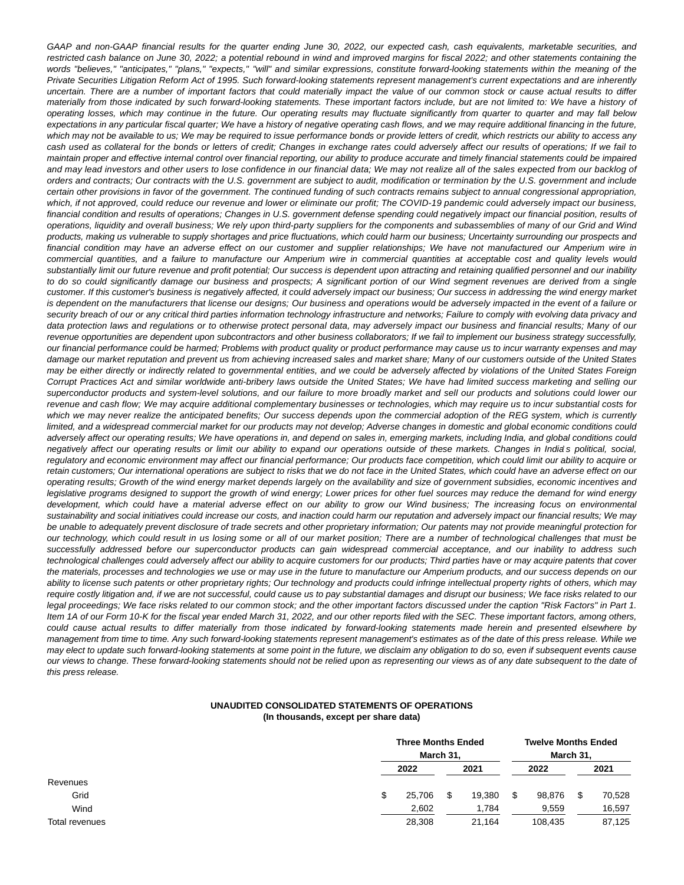*GAAP and non-GAAP financial results for the quarter ending June 30, 2022, our expected cash, cash equivalents, marketable securities, and restricted cash balance on June 30, 2022; a potential rebound in wind and improved margins for fiscal 2022; and other statements containing the words "believes," "anticipates," "plans," "expects," "will" and similar expressions, constitute forward-looking statements within the meaning of the Private Securities Litigation Reform Act of 1995. Such forward-looking statements represent management's current expectations and are inherently uncertain. There are a number of important factors that could materially impact the value of our common stock or cause actual results to differ materially from those indicated by such forward-looking statements. These important factors include, but are not limited to: We have a history of operating losses, which may continue in the future. Our operating results may fluctuate significantly from quarter to quarter and may fall below expectations in any particular fiscal quarter; We have a history of negative operating cash flows, and we may require additional financing in the future, which may not be available to us; We may be required to issue performance bonds or provide letters of credit, which restricts our ability to access any cash used as collateral for the bonds or letters of credit; Changes in exchange rates could adversely affect our results of operations; If we fail to maintain proper and effective internal control over financial reporting, our ability to produce accurate and timely financial statements could be impaired and may lead investors and other users to lose confidence in our financial data; We may not realize all of the sales expected from our backlog of orders and contracts; Our contracts with the U.S. government are subject to audit, modification or termination by the U.S. government and include certain other provisions in favor of the government. The continued funding of such contracts remains subject to annual congressional appropriation, which, if not approved, could reduce our revenue and lower or eliminate our profit; The COVID-19 pandemic could adversely impact our business, financial condition and results of operations; Changes in U.S. government defense spending could negatively impact our financial position, results of operations, liquidity and overall business; We rely upon third-party suppliers for the components and subassemblies of many of our Grid and Wind products, making us vulnerable to supply shortages and price fluctuations, which could harm our business; Uncertainty surrounding our prospects and financial condition may have an adverse effect on our customer and supplier relationships; We have not manufactured our Amperium wire in commercial quantities, and a failure to manufacture our Amperium wire in commercial quantities at acceptable cost and quality levels would substantially limit our future revenue and profit potential; Our success is dependent upon attracting and retaining qualified personnel and our inability to do so could significantly damage our business and prospects; A significant portion of our Wind segment revenues are derived from a single customer. If this customer's business is negatively affected, it could adversely impact our business; Our success in addressing the wind energy market is dependent on the manufacturers that license our designs; Our business and operations would be adversely impacted in the event of a failure or security breach of our or any critical third parties information technology infrastructure and networks; Failure to comply with evolving data privacy and data protection laws and regulations or to otherwise protect personal data, may adversely impact our business and financial results; Many of our revenue opportunities are dependent upon subcontractors and other business collaborators; If we fail to implement our business strategy successfully, our financial performance could be harmed; Problems with product quality or product performance may cause us to incur warranty expenses and may damage our market reputation and prevent us from achieving increased sales and market share; Many of our customers outside of the United States may be either directly or indirectly related to governmental entities, and we could be adversely affected by violations of the United States Foreign Corrupt Practices Act and similar worldwide anti-bribery laws outside the United States; We have had limited success marketing and selling our superconductor products and system-level solutions, and our failure to more broadly market and sell our products and solutions could lower our revenue and cash flow; We may acquire additional complementary businesses or technologies, which may require us to incur substantial costs for which we may never realize the anticipated benefits; Our success depends upon the commercial adoption of the REG system, which is currently limited, and a widespread commercial market for our products may not develop; Adverse changes in domestic and global economic conditions could adversely affect our operating results; We have operations in, and depend on sales in, emerging markets, including India, and global conditions could negatively affect our operating results or limit our ability to expand our operations outside of these markets. Changes in India's political, social, regulatory and economic environment may affect our financial performance; Our products face competition, which could limit our ability to acquire or retain customers; Our international operations are subject to risks that we do not face in the United States, which could have an adverse effect on our operating results; Growth of the wind energy market depends largely on the availability and size of government subsidies, economic incentives and legislative programs designed to support the growth of wind energy; Lower prices for other fuel sources may reduce the demand for wind energy development, which could have a material adverse effect on our ability to grow our Wind business; The increasing focus on environmental sustainability and social initiatives could increase our costs, and inaction could harm our reputation and adversely impact our financial results; We may be unable to adequately prevent disclosure of trade secrets and other proprietary information; Our patents may not provide meaningful protection for our technology, which could result in us losing some or all of our market position; There are a number of technological challenges that must be successfully addressed before our superconductor products can gain widespread commercial acceptance, and our inability to address such technological challenges could adversely affect our ability to acquire customers for our products; Third parties have or may acquire patents that cover the materials, processes and technologies we use or may use in the future to manufacture our Amperium products, and our success depends on our ability to license such patents or other proprietary rights; Our technology and products could infringe intellectual property rights of others, which may require costly litigation and, if we are not successful, could cause us to pay substantial damages and disrupt our business; We face risks related to our legal proceedings; We face risks related to our common stock; and the other important factors discussed under the caption "Risk Factors" in Part 1. Item 1A of our Form 10-K for the fiscal year ended March 31, 2022, and our other reports filed with the SEC. These important factors, among others, could cause actual results to differ materially from those indicated by forward-looking statements made herein and presented elsewhere by management from time to time. Any such forward-looking statements represent management's estimates as of the date of this press release. While we may elect to update such forward-looking statements at some point in the future, we disclaim any obligation to do so, even if subsequent events cause our views to change. These forward-looking statements should not be relied upon as representing our views as of any date subsequent to the date of this press release.*

**UNAUDITED CONSOLIDATED STATEMENTS OF OPERATIONS**
**(In thousands, except per share data)**

| | Three Months Ended March 31, | | Twelve Months Ended March 31, | |
|---|---|---|---|---|
| | 2022 | 2021 | 2022 | 2021 |
| Revenues | | | | |
| Grid | $ 25,706 | $ 19,380 | $ 98,876 | $ 70,528 |
| Wind | 2,602 | 1,784 | 9,559 | 16,597 |
| Total revenues | 28,308 | 21,164 | 108,435 | 87,125 |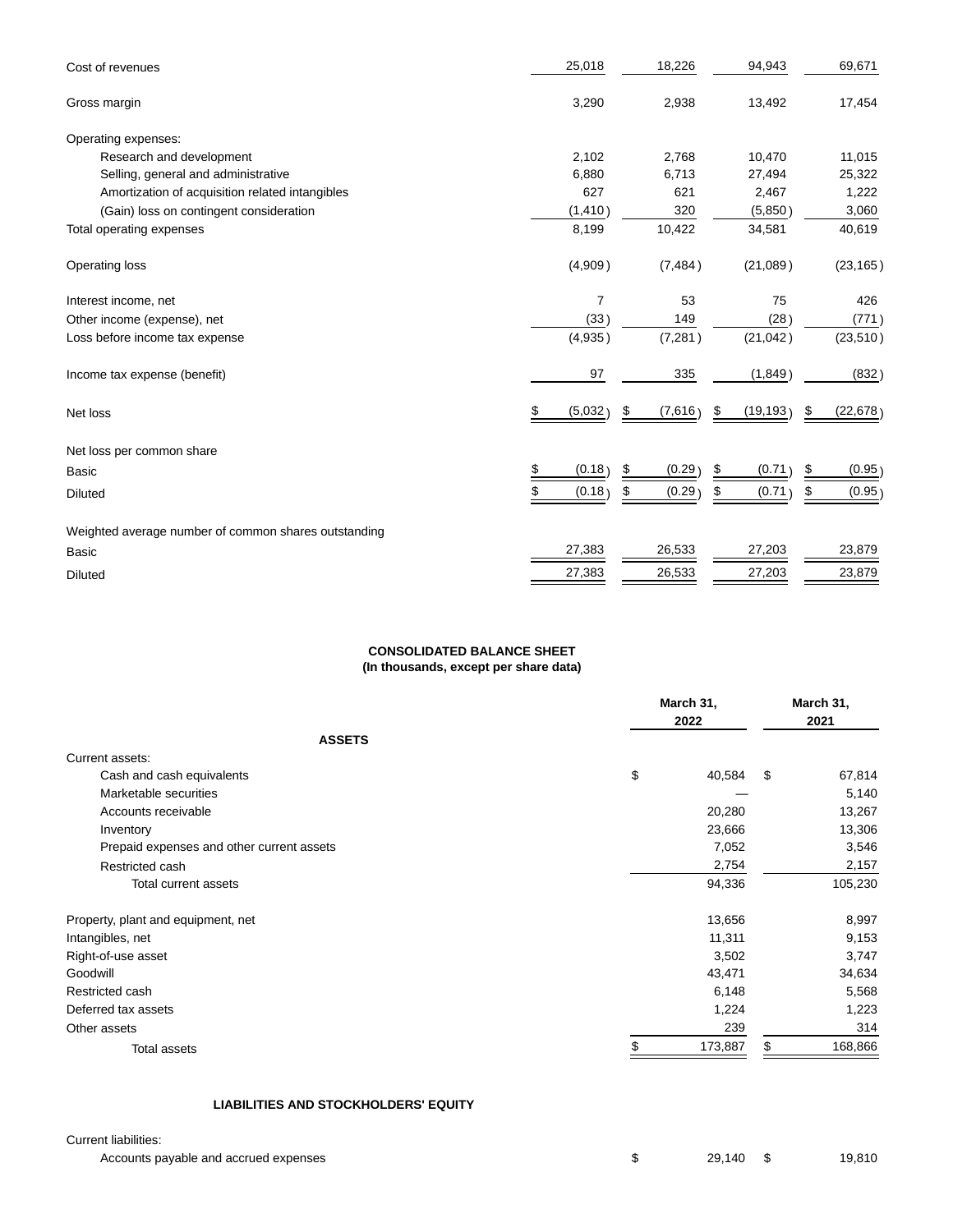| | | | | |
|---|---|---|---|---|
| Cost of revenues | 25,018 | 18,226 | 94,943 | 69,671 |
| Gross margin | 3,290 | 2,938 | 13,492 | 17,454 |
| Operating expenses: | | | | |
| Research and development | 2,102 | 2,768 | 10,470 | 11,015 |
| Selling, general and administrative | 6,880 | 6,713 | 27,494 | 25,322 |
| Amortization of acquisition related intangibles | 627 | 621 | 2,467 | 1,222 |
| (Gain) loss on contingent consideration | (1,410) | 320 | (5,850) | 3,060 |
| Total operating expenses | 8,199 | 10,422 | 34,581 | 40,619 |
| Operating loss | (4,909) | (7,484) | (21,089) | (23,165) |
| Interest income, net | 7 | 53 | 75 | 426 |
| Other income (expense), net | (33) | 149 | (28) | (771) |
| Loss before income tax expense | (4,935) | (7,281) | (21,042) | (23,510) |
| Income tax expense (benefit) | 97 | 335 | (1,849) | (832) |
| Net loss | $ (5,032) | $ (7,616) | $ (19,193) | $ (22,678) |
| Net loss per common share | | | | |
| Basic | $ (0.18) | $ (0.29) | $ (0.71) | $ (0.95) |
| Diluted | $ (0.18) | $ (0.29) | $ (0.71) | $ (0.95) |
| Weighted average number of common shares outstanding | | | | |
| Basic | 27,383 | 26,533 | 27,203 | 23,879 |
| Diluted | 27,383 | 26,533 | 27,203 | 23,879 |

**CONSOLIDATED BALANCE SHEET**
**(In thousands, except per share data)**

| | March 31, 2022 | March 31, 2021 |
|---|---|---|
| **ASSETS** | | |
| Current assets: | | |
| Cash and cash equivalents | $ 40,584 | $ 67,814 |
| Marketable securities | — | 5,140 |
| Accounts receivable | 20,280 | 13,267 |
| Inventory | 23,666 | 13,306 |
| Prepaid expenses and other current assets | 7,052 | 3,546 |
| Restricted cash | 2,754 | 2,157 |
| Total current assets | 94,336 | 105,230 |
| Property, plant and equipment, net | 13,656 | 8,997 |
| Intangibles, net | 11,311 | 9,153 |
| Right-of-use asset | 3,502 | 3,747 |
| Goodwill | 43,471 | 34,634 |
| Restricted cash | 6,148 | 5,568 |
| Deferred tax assets | 1,224 | 1,223 |
| Other assets | 239 | 314 |
| Total assets | $ 173,887 | $ 168,866 |
| **LIABILITIES AND STOCKHOLDERS' EQUITY** | | |
| Current liabilities: | | |
| Accounts payable and accrued expenses | $ 29,140 | $ 19,810 |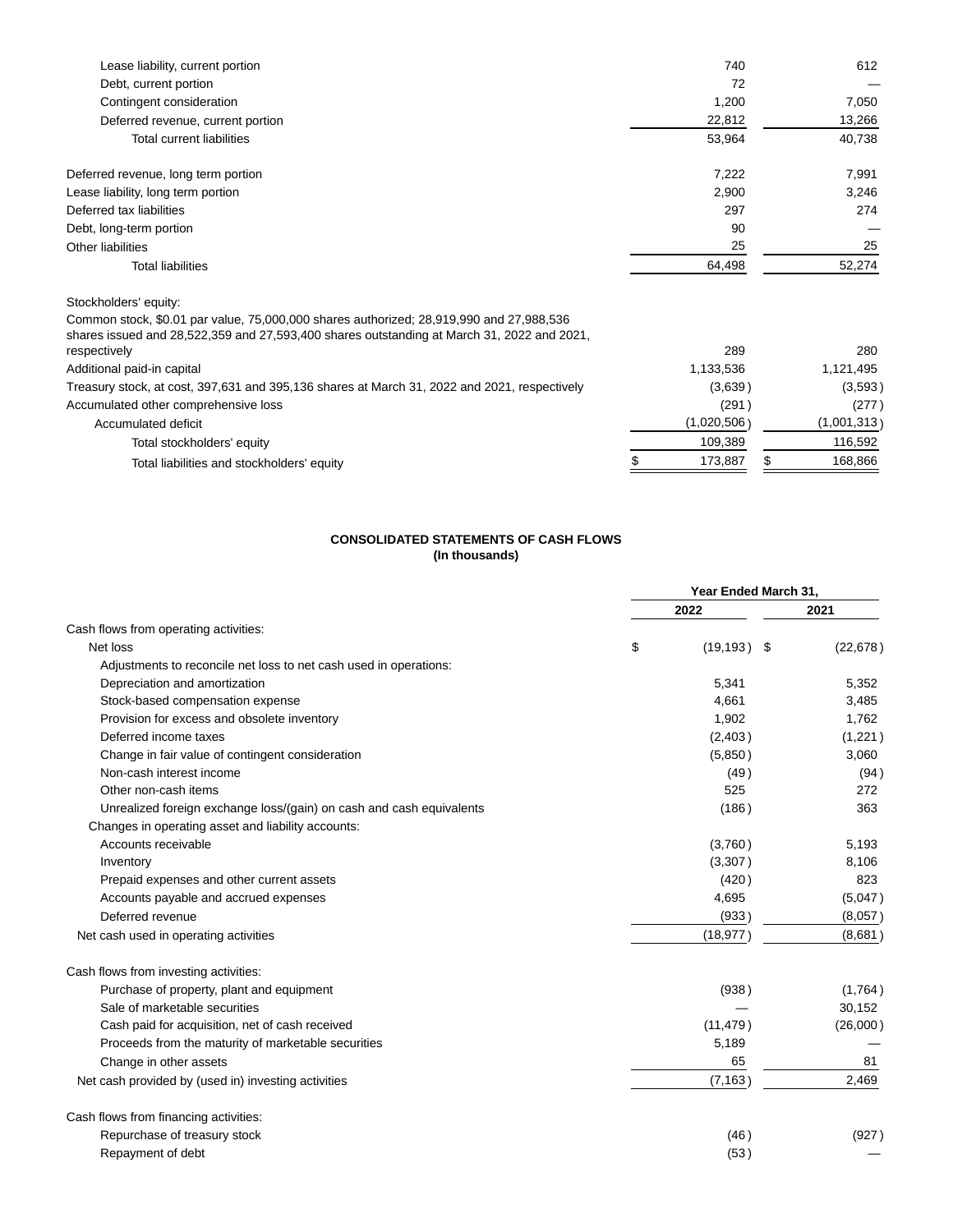| | 2022 | 2021 |
|---|---|---|
| Lease liability, current portion | 740 | 612 |
| Debt, current portion | 72 | — |
| Contingent consideration | 1,200 | 7,050 |
| Deferred revenue, current portion | 22,812 | 13,266 |
| Total current liabilities | 53,964 | 40,738 |
| Deferred revenue, long term portion | 7,222 | 7,991 |
| Lease liability, long term portion | 2,900 | 3,246 |
| Deferred tax liabilities | 297 | 274 |
| Debt, long-term portion | 90 | — |
| Other liabilities | 25 | 25 |
| Total liabilities | 64,498 | 52,274 |
| Stockholders' equity: | | |
| Common stock, $0.01 par value, 75,000,000 shares authorized; 28,919,990 and 27,988,536 shares issued and 28,522,359 and 27,593,400 shares outstanding at March 31, 2022 and 2021, respectively | 289 | 280 |
| Additional paid-in capital | 1,133,536 | 1,121,495 |
| Treasury stock, at cost, 397,631 and 395,136 shares at March 31, 2022 and 2021, respectively | (3,639) | (3,593) |
| Accumulated other comprehensive loss | (291) | (277) |
| Accumulated deficit | (1,020,506) | (1,001,313) |
| Total stockholders' equity | 109,389 | 116,592 |
| Total liabilities and stockholders' equity | $ 173,887 | $ 168,866 |

**CONSOLIDATED STATEMENTS OF CASH FLOWS**
**(In thousands)**

| | Year Ended March 31, | |
|---|---|---|
| | 2022 | 2021 |
| Cash flows from operating activities: | | |
| Net loss | $ (19,193) | $ (22,678) |
| Adjustments to reconcile net loss to net cash used in operations: | | |
| Depreciation and amortization | 5,341 | 5,352 |
| Stock-based compensation expense | 4,661 | 3,485 |
| Provision for excess and obsolete inventory | 1,902 | 1,762 |
| Deferred income taxes | (2,403) | (1,221) |
| Change in fair value of contingent consideration | (5,850) | 3,060 |
| Non-cash interest income | (49) | (94) |
| Other non-cash items | 525 | 272 |
| Unrealized foreign exchange loss/(gain) on cash and cash equivalents | (186) | 363 |
| Changes in operating asset and liability accounts: | | |
| Accounts receivable | (3,760) | 5,193 |
| Inventory | (3,307) | 8,106 |
| Prepaid expenses and other current assets | (420) | 823 |
| Accounts payable and accrued expenses | 4,695 | (5,047) |
| Deferred revenue | (933) | (8,057) |
| Net cash used in operating activities | (18,977) | (8,681) |
| Cash flows from investing activities: | | |
| Purchase of property, plant and equipment | (938) | (1,764) |
| Sale of marketable securities | — | 30,152 |
| Cash paid for acquisition, net of cash received | (11,479) | (26,000) |
| Proceeds from the maturity of marketable securities | 5,189 | — |
| Change in other assets | 65 | 81 |
| Net cash provided by (used in) investing activities | (7,163) | 2,469 |
| Cash flows from financing activities: | | |
| Repurchase of treasury stock | (46) | (927) |
| Repayment of debt | (53) | — |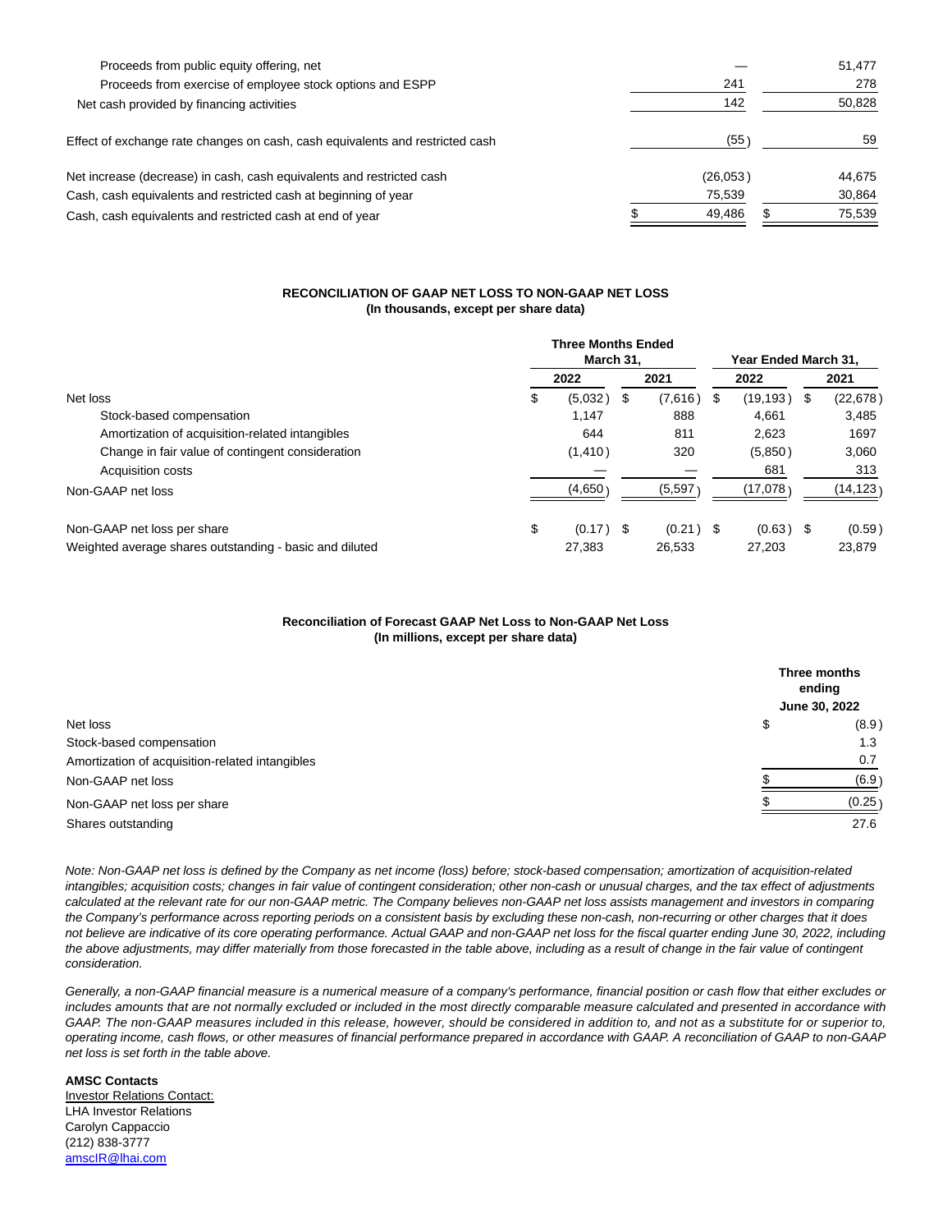| | | |
|---|---|---|
| Proceeds from public equity offering, net | — | 51,477 |
| Proceeds from exercise of employee stock options and ESPP | 241 | 278 |
| Net cash provided by financing activities | 142 | 50,828 |
| Effect of exchange rate changes on cash, cash equivalents and restricted cash | (55) | 59 |
| Net increase (decrease) in cash, cash equivalents and restricted cash | (26,053) | 44,675 |
| Cash, cash equivalents and restricted cash at beginning of year | 75,539 | 30,864 |
| Cash, cash equivalents and restricted cash at end of year | $ 49,486 | $ 75,539 |

**RECONCILIATION OF GAAP NET LOSS TO NON-GAAP NET LOSS**
**(In thousands, except per share data)**

| | Three Months Ended March 31, | | Year Ended March 31, | |
|---|---|---|---|---|
| | 2022 | 2021 | 2022 | 2021 |
| Net loss | $ (5,032) | $ (7,616) | $ (19,193) | $ (22,678) |
| Stock-based compensation | 1,147 | 888 | 4,661 | 3,485 |
| Amortization of acquisition-related intangibles | 644 | 811 | 2,623 | 1697 |
| Change in fair value of contingent consideration | (1,410) | 320 | (5,850) | 3,060 |
| Acquisition costs | — | — | 681 | 313 |
| Non-GAAP net loss | (4,650) | (5,597) | (17,078) | (14,123) |
| Non-GAAP net loss per share | $ (0.17) | $ (0.21) | $ (0.63) | $ (0.59) |
| Weighted average shares outstanding - basic and diluted | 27,383 | 26,533 | 27,203 | 23,879 |

**Reconciliation of Forecast GAAP Net Loss to Non-GAAP Net Loss**
**(In millions, except per share data)**

| | Three months ending June 30, 2022 |
|---|---|
| Net loss | $ (8.9) |
| Stock-based compensation | 1.3 |
| Amortization of acquisition-related intangibles | 0.7 |
| Non-GAAP net loss | $ (6.9) |
| Non-GAAP net loss per share | $ (0.25) |
| Shares outstanding | 27.6 |

*Note: Non-GAAP net loss is defined by the Company as net income (loss) before; stock-based compensation; amortization of acquisition-related intangibles; acquisition costs; changes in fair value of contingent consideration; other non-cash or unusual charges, and the tax effect of adjustments calculated at the relevant rate for our non-GAAP metric. The Company believes non-GAAP net loss assists management and investors in comparing the Company's performance across reporting periods on a consistent basis by excluding these non-cash, non-recurring or other charges that it does not believe are indicative of its core operating performance. Actual GAAP and non-GAAP net loss for the fiscal quarter ending June 30, 2022, including the above adjustments, may differ materially from those forecasted in the table above, including as a result of change in the fair value of contingent consideration.*

*Generally, a non-GAAP financial measure is a numerical measure of a company's performance, financial position or cash flow that either excludes or includes amounts that are not normally excluded or included in the most directly comparable measure calculated and presented in accordance with GAAP. The non-GAAP measures included in this release, however, should be considered in addition to, and not as a substitute for or superior to, operating income, cash flows, or other measures of financial performance prepared in accordance with GAAP. A reconciliation of GAAP to non-GAAP net loss is set forth in the table above.*

**AMSC Contacts**
Investor Relations Contact:
LHA Investor Relations
Carolyn Cappaccio
(212) 838-3777
amscIR@lhai.com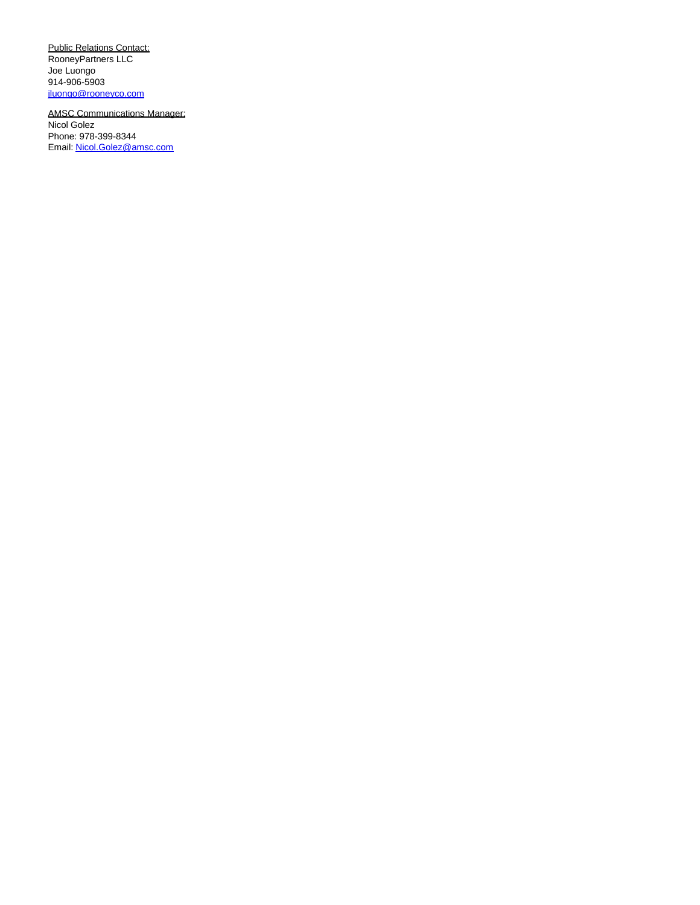Public Relations Contact:
RooneyPartners LLC
Joe Luongo
914-906-5903
jluongo@rooneyco.com

AMSC Communications Manager:
Nicol Golez
Phone: 978-399-8344
Email: Nicol.Golez@amsc.com